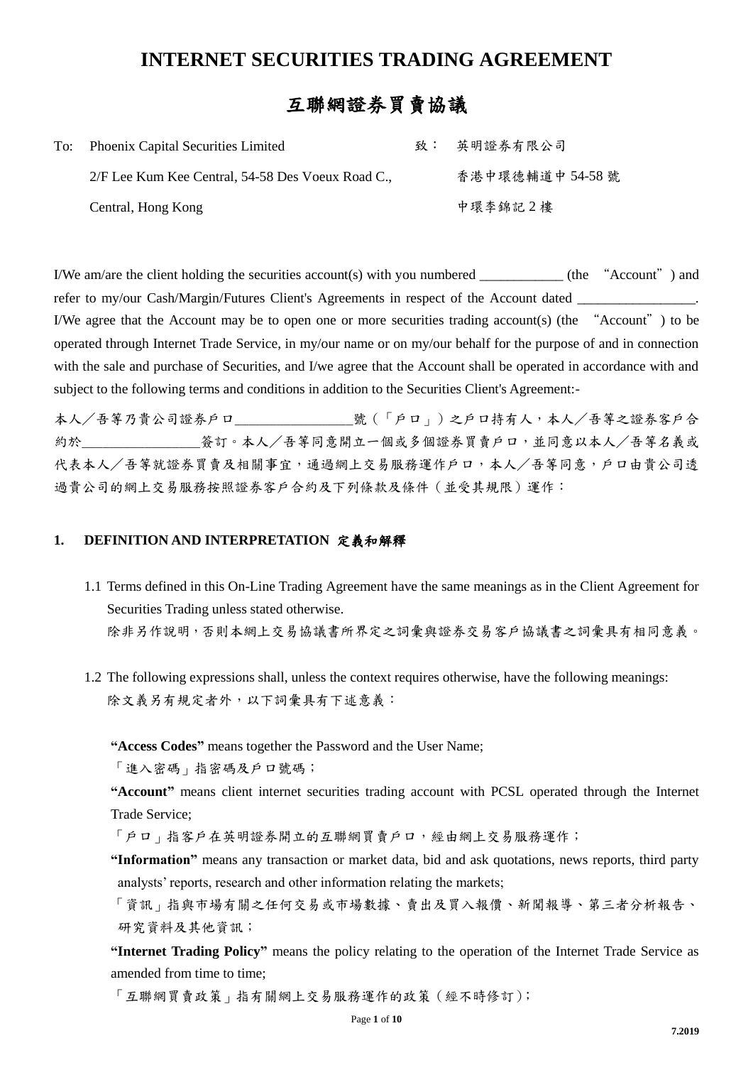# INTERNET SECURITIES TRADING AGREEMENT

# 互聯網證券買賣協議

To: Phoenix Capital Securities Limited
2/F Lee Kum Kee Central, 54-58 Des Voeux Road C.,
Central, Hong Kong

致： 英明證券有限公司
香港中環德輔道中 54-58 號
中環李錦記 2 樓

I/We am/are the client holding the securities account(s) with you numbered ____________ (the "Account") and refer to my/our Cash/Margin/Futures Client's Agreements in respect of the Account dated _________________. I/We agree that the Account may be to open one or more securities trading account(s) (the "Account") to be operated through Internet Trade Service, in my/our name or on my/our behalf for the purpose of and in connection with the sale and purchase of Securities, and I/we agree that the Account shall be operated in accordance with and subject to the following terms and conditions in addition to the Securities Client's Agreement:-

本人／吾等乃貴公司證券戶口_________________號（「戶口」）之戶口持有人，本人／吾等之證券客戶合約於_________________簽訂。本人／吾等同意開立一個或多個證券買賣戶口，並同意以本人／吾等名義或代表本人／吾等就證券買賣及相關事宜，通過網上交易服務運作戶口，本人／吾等同意，戶口由貴公司透過貴公司的網上交易服務按照證券客戶合約及下列條款及條件（並受其規限）運作：

## 1. DEFINITION AND INTERPRETATION 定義和解釋

1.1 Terms defined in this On-Line Trading Agreement have the same meanings as in the Client Agreement for Securities Trading unless stated otherwise.
除非另作說明，否則本網上交易協議書所界定之詞彙與證券交易客戶協議書之詞彙具有相同意義。

1.2 The following expressions shall, unless the context requires otherwise, have the following meanings:
除文義另有規定者外，以下詞彙具有下述意義：

**"Access Codes"** means together the Password and the User Name;
「進入密碼」指密碼及戶口號碼；

**"Account"** means client internet securities trading account with PCSL operated through the Internet Trade Service;
「戶口」指客戶在英明證券開立的互聯網買賣戶口，經由網上交易服務運作；

**"Information"** means any transaction or market data, bid and ask quotations, news reports, third party analysts' reports, research and other information relating the markets;
「資訊」指與市場有關之任何交易或市場數據、賣出及買入報價、新聞報導、第三者分析報告、研究資料及其他資訊；

**"Internet Trading Policy"** means the policy relating to the operation of the Internet Trade Service as amended from time to time;
「互聯網買賣政策」指有關網上交易服務運作的政策（經不時修訂）；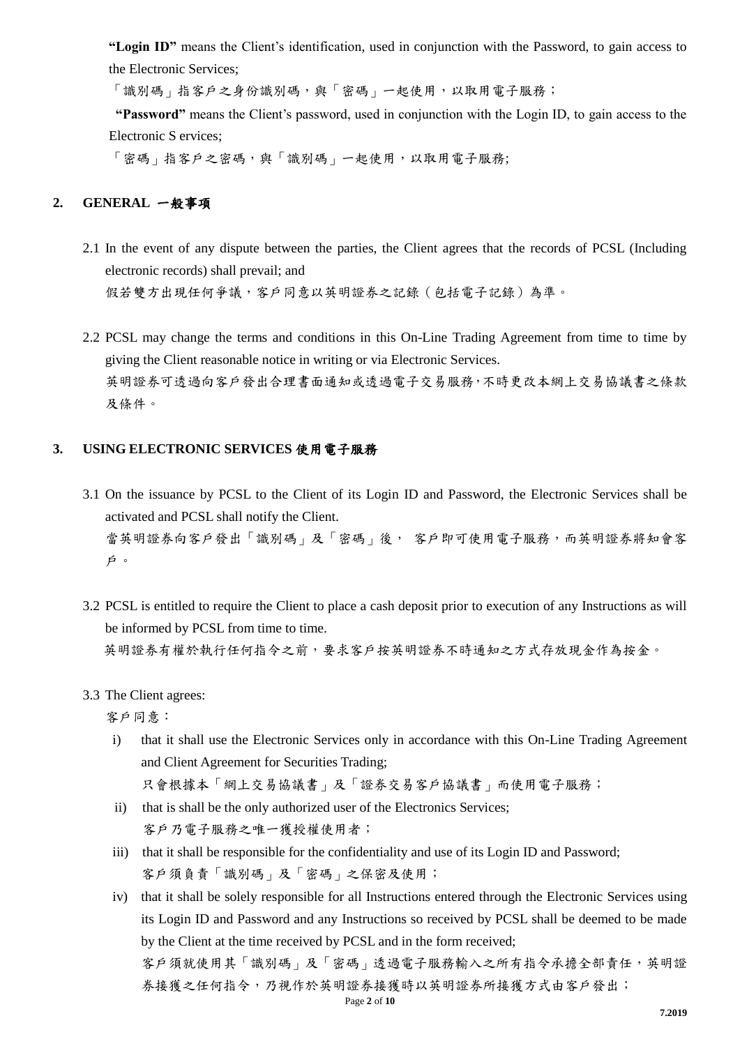**"Login ID"** means the Client's identification, used in conjunction with the Password, to gain access to the Electronic Services;

「識別碼」指客戶之身份識別碼，與「密碼」一起使用，以取用電子服務；

**"Password"** means the Client's password, used in conjunction with the Login ID, to gain access to the Electronic S ervices;

「密碼」指客戶之密碼，與「識別碼」一起使用，以取用電子服務;

## 2. GENERAL 一般事項

2.1 In the event of any dispute between the parties, the Client agrees that the records of PCSL (Including electronic records) shall prevail; and

假若雙方出現任何爭議，客戶同意以英明證券之記錄（包括電子記錄）為準。

2.2 PCSL may change the terms and conditions in this On-Line Trading Agreement from time to time by giving the Client reasonable notice in writing or via Electronic Services.

英明證券可透過向客戶發出合理書面通知或透過電子交易服務，不時更改本網上交易協議書之條款及條件。

## 3. USING ELECTRONIC SERVICES 使用電子服務

3.1 On the issuance by PCSL to the Client of its Login ID and Password, the Electronic Services shall be activated and PCSL shall notify the Client.

當英明證券向客戶發出「識別碼」及「密碼」後， 客戶即可使用電子服務，而英明證券將知會客戶。

3.2 PCSL is entitled to require the Client to place a cash deposit prior to execution of any Instructions as will be informed by PCSL from time to time.

英明證券有權於執行任何指令之前，要求客戶按英明證券不時通知之方式存放現金作為按金。

3.3 The Client agrees:

客戶同意：

i) that it shall use the Electronic Services only in accordance with this On-Line Trading Agreement and Client Agreement for Securities Trading;

只會根據本「網上交易協議書」及「證券交易客戶協議書」而使用電子服務；

ii) that is shall be the only authorized user of the Electronics Services;

客戶乃電子服務之唯一獲授權使用者；

iii) that it shall be responsible for the confidentiality and use of its Login ID and Password;

客戶須負責「識別碼」及「密碼」之保密及使用；

iv) that it shall be solely responsible for all Instructions entered through the Electronic Services using its Login ID and Password and any Instructions so received by PCSL shall be deemed to be made by the Client at the time received by PCSL and in the form received;

客戶須就使用其「識別碼」及「密碼」透過電子服務輸入之所有指令承擔全部責任，英明證券接獲之任何指令，乃視作於英明證券接獲時以英明證券所接獲方式由客戶發出；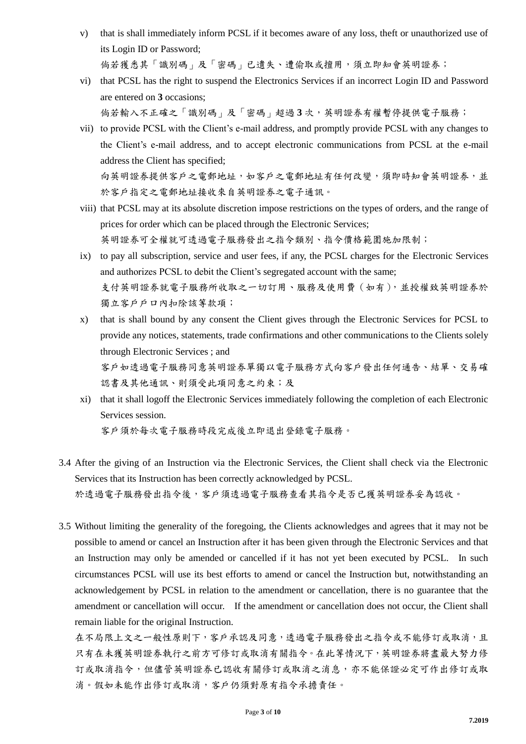v) that is shall immediately inform PCSL if it becomes aware of any loss, theft or unauthorized use of its Login ID or Password;
倘若獲悉其「識別碼」及「密碼」已遺失、遭偷取或擅用，須立即知會英明證券；

vi) that PCSL has the right to suspend the Electronics Services if an incorrect Login ID and Password are entered on **3** occasions;
倘若輸入不正確之「識別碼」及「密碼」超過 **3** 次，英明證券有權暫停提供電子服務；

vii) to provide PCSL with the Client's e-mail address, and promptly provide PCSL with any changes to the Client's e-mail address, and to accept electronic communications from PCSL at the e-mail address the Client has specified;
向英明證券提供客戶之電郵地址，如客戶之電郵地址有任何改變，須即時知會英明證券，並於客戶指定之電郵地址接收來自英明證券之電子通訊。

viii) that PCSL may at its absolute discretion impose restrictions on the types of orders, and the range of prices for order which can be placed through the Electronic Services;
英明證券可全權就可透過電子服務發出之指令類別、指令價格範圍施加限制；

ix) to pay all subscription, service and user fees, if any, the PCSL charges for the Electronic Services and authorizes PCSL to debit the Client's segregated account with the same;
支付英明證券就電子服務所收取之一切訂用、服務及使用費（如有），並授權致英明證券於獨立客戶戶口內扣除該等款項；

x) that is shall bound by any consent the Client gives through the Electronic Services for PCSL to provide any notices, statements, trade confirmations and other communications to the Clients solely through Electronic Services ; and
客戶如透過電子服務同意英明證券單獨以電子服務方式向客戶發出任何通告、結單、交易確認書及其他通訊、則須受此項同意之約束；及

xi) that it shall logoff the Electronic Services immediately following the completion of each Electronic Services session.
客戶須於每次電子服務時段完成後立即退出登錄電子服務。

3.4 After the giving of an Instruction via the Electronic Services, the Client shall check via the Electronic Services that its Instruction has been correctly acknowledged by PCSL.
於透過電子服務發出指令後，客戶須透過電子服務查看其指令是否已獲英明證券妥為認收。

3.5 Without limiting the generality of the foregoing, the Clients acknowledges and agrees that it may not be possible to amend or cancel an Instruction after it has been given through the Electronic Services and that an Instruction may only be amended or cancelled if it has not yet been executed by PCSL. In such circumstances PCSL will use its best efforts to amend or cancel the Instruction but, notwithstanding an acknowledgement by PCSL in relation to the amendment or cancellation, there is no guarantee that the amendment or cancellation will occur. If the amendment or cancellation does not occur, the Client shall remain liable for the original Instruction.
在不局限上文之一般性原則下，客戶承認及同意，透過電子服務發出之指令或不能修訂或取消，且只有在未獲英明證券執行之前方可修訂或取消有關指令。在此等情況下，英明證券將盡最大努力修訂或取消指令，但儘管英明證券已認收有關修訂或取消之消息，亦不能保證必定可作出修訂或取消。假如未能作出修訂或取消，客戶仍須對原有指令承擔責任。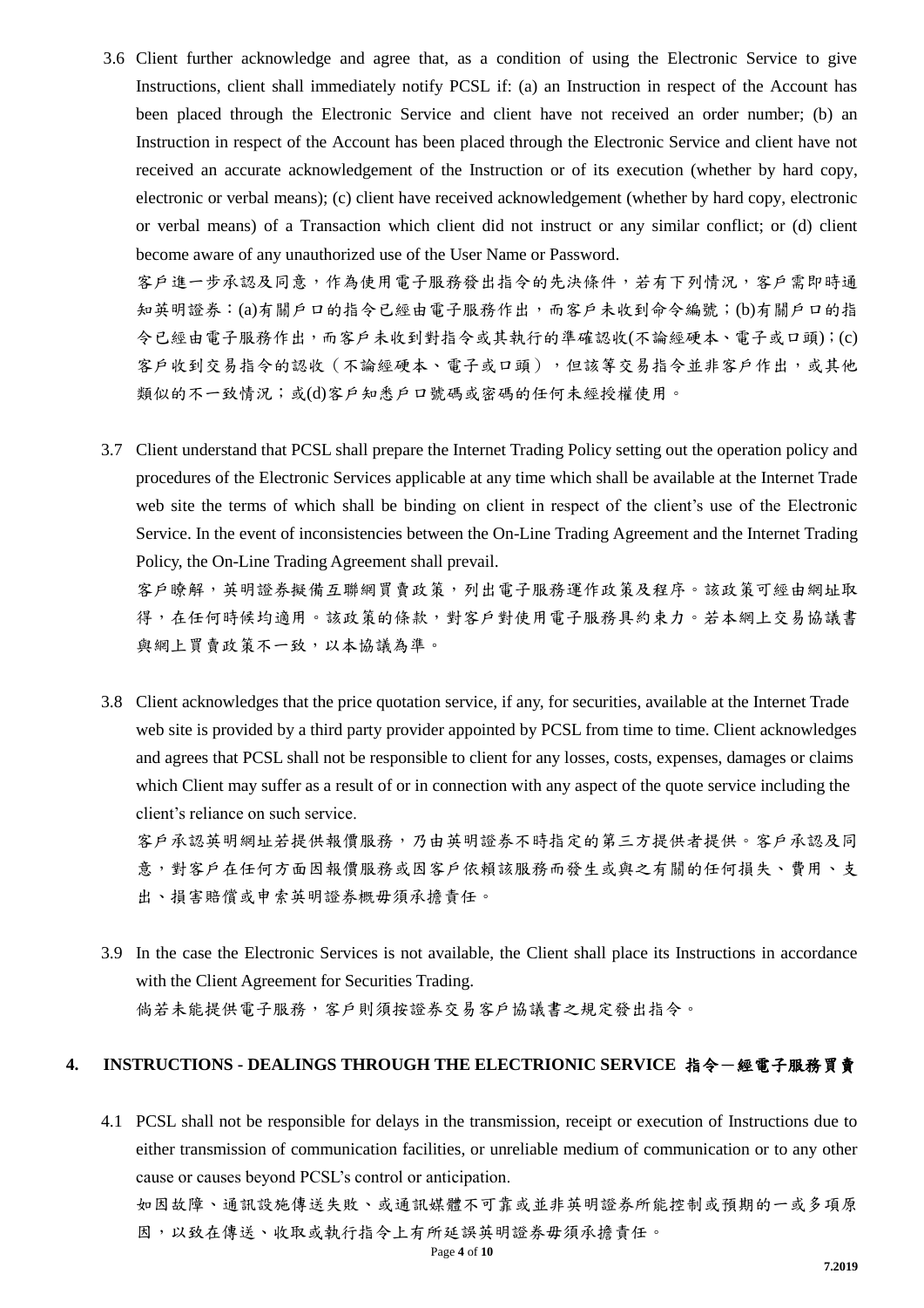3.6 Client further acknowledge and agree that, as a condition of using the Electronic Service to give Instructions, client shall immediately notify PCSL if: (a) an Instruction in respect of the Account has been placed through the Electronic Service and client have not received an order number; (b) an Instruction in respect of the Account has been placed through the Electronic Service and client have not received an accurate acknowledgement of the Instruction or of its execution (whether by hard copy, electronic or verbal means); (c) client have received acknowledgement (whether by hard copy, electronic or verbal means) of a Transaction which client did not instruct or any similar conflict; or (d) client become aware of any unauthorized use of the User Name or Password.

客戶進一步承認及同意，作為使用電子服務發出指令的先決條件，若有下列情況，客戶需即時通知英明證券：(a)有關戶口的指令已經由電子服務作出，而客戶未收到命令編號；(b)有關戶口的指令已經由電子服務作出，而客戶未收到對指令或其執行的準確認收(不論經硬本、電子或口頭)；(c)客戶收到交易指令的認收（不論經硬本、電子或口頭），但該等交易指令並非客戶作出，或其他類似的不一致情況；或(d)客戶知悉戶口號碼或密碼的任何未經授權使用。

3.7 Client understand that PCSL shall prepare the Internet Trading Policy setting out the operation policy and procedures of the Electronic Services applicable at any time which shall be available at the Internet Trade web site the terms of which shall be binding on client in respect of the client's use of the Electronic Service. In the event of inconsistencies between the On-Line Trading Agreement and the Internet Trading Policy, the On-Line Trading Agreement shall prevail.

客戶瞭解，英明證券擬備互聯網買賣政策，列出電子服務運作政策及程序。該政策可經由網址取得，在任何時候均適用。該政策的條款，對客戶對使用電子服務具約束力。若本網上交易協議書與網上買賣政策不一致，以本協議為準。

3.8 Client acknowledges that the price quotation service, if any, for securities, available at the Internet Trade web site is provided by a third party provider appointed by PCSL from time to time. Client acknowledges and agrees that PCSL shall not be responsible to client for any losses, costs, expenses, damages or claims which Client may suffer as a result of or in connection with any aspect of the quote service including the client's reliance on such service.

客戶承認英明網址若提供報價服務，乃由英明證券不時指定的第三方提供者提供。客戶承認及同意，對客戶在任何方面因報價服務或因客戶依賴該服務而發生或與之有關的任何損失、費用、支出、損害賠償或申索英明證券概毋須承擔責任。

3.9 In the case the Electronic Services is not available, the Client shall place its Instructions in accordance with the Client Agreement for Securities Trading.

倘若未能提供電子服務，客戶則須按證券交易客戶協議書之規定發出指令。

## 4. INSTRUCTIONS - DEALINGS THROUGH THE ELECTRIONIC SERVICE 指令－經電子服務買賣

4.1 PCSL shall not be responsible for delays in the transmission, receipt or execution of Instructions due to either transmission of communication facilities, or unreliable medium of communication or to any other cause or causes beyond PCSL's control or anticipation.

如因故障、通訊設施傳送失敗、或通訊媒體不可靠或並非英明證券所能控制或預期的一或多項原因，以致在傳送、收取或執行指令上有所延誤英明證券毋須承擔責任。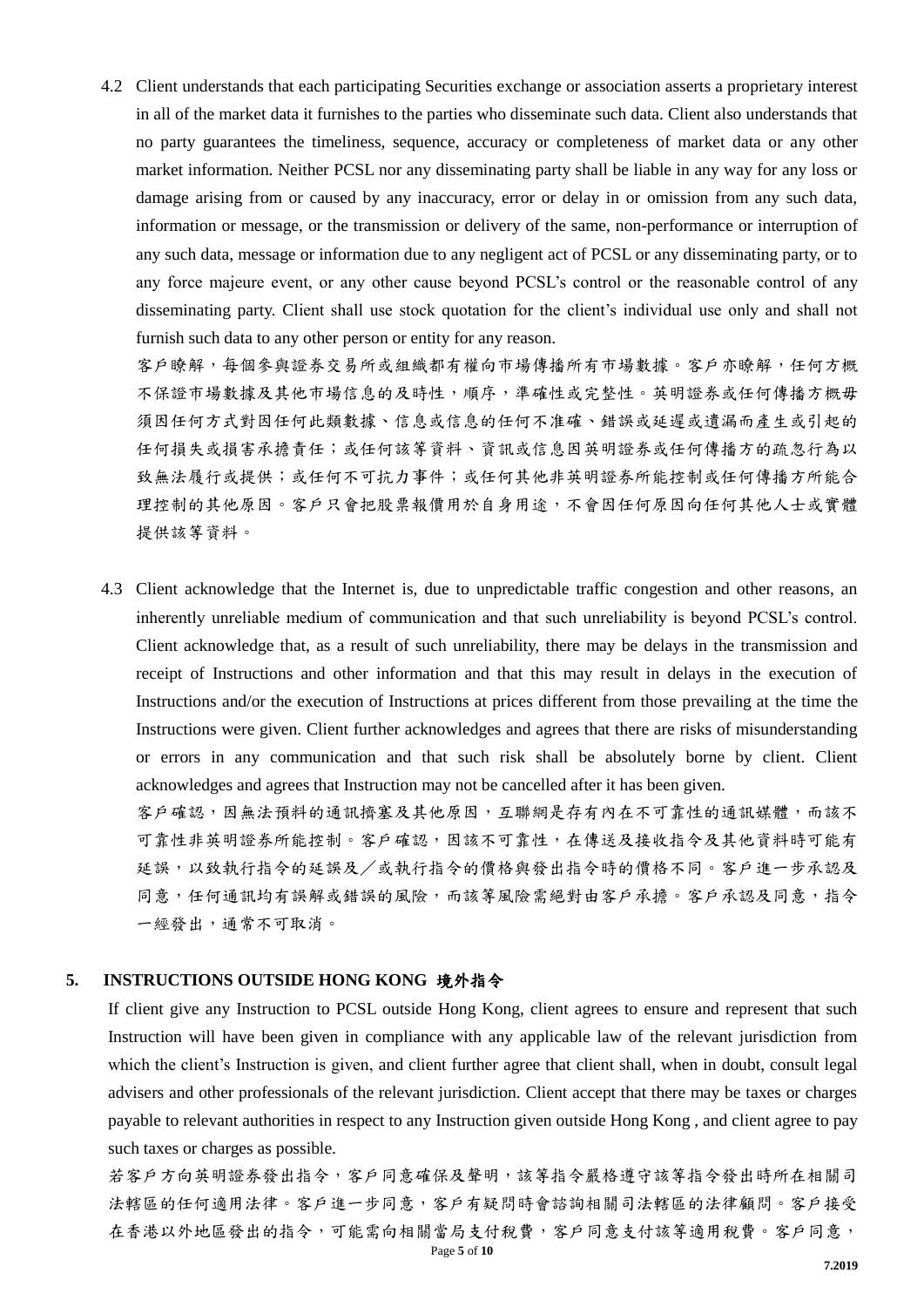4.2 Client understands that each participating Securities exchange or association asserts a proprietary interest in all of the market data it furnishes to the parties who disseminate such data. Client also understands that no party guarantees the timeliness, sequence, accuracy or completeness of market data or any other market information. Neither PCSL nor any disseminating party shall be liable in any way for any loss or damage arising from or caused by any inaccuracy, error or delay in or omission from any such data, information or message, or the transmission or delivery of the same, non-performance or interruption of any such data, message or information due to any negligent act of PCSL or any disseminating party, or to any force majeure event, or any other cause beyond PCSL's control or the reasonable control of any disseminating party. Client shall use stock quotation for the client's individual use only and shall not furnish such data to any other person or entity for any reason.

客戶瞭解，每個參與證券交易所或組織都有權向市場傳播所有市場數據。客戶亦瞭解，任何方概不保證市場數據及其他市場信息的及時性，順序，準確性或完整性。英明證券或任何傳播方概毋須任何方式對因任何此類數據、信息或信息的任何不准確、錯誤或延遲或遺漏而產生或引起的任何損失或損害承擔責任；或任何該等資料、資訊或信息因英明證券或任何傳播方的疏忽行為以致無法履行或提供；或任何不可抗力事件；或任何其他非英明證券所能控制或任何傳播方所能合理控制的其他原因。客戶只會把股票報價用於自身用途，不會因任何原因向任何其他人士或實體提供該等資料。

4.3 Client acknowledge that the Internet is, due to unpredictable traffic congestion and other reasons, an inherently unreliable medium of communication and that such unreliability is beyond PCSL's control. Client acknowledge that, as a result of such unreliability, there may be delays in the transmission and receipt of Instructions and other information and that this may result in delays in the execution of Instructions and/or the execution of Instructions at prices different from those prevailing at the time the Instructions were given. Client further acknowledges and agrees that there are risks of misunderstanding or errors in any communication and that such risk shall be absolutely borne by client. Client acknowledges and agrees that Instruction may not be cancelled after it has been given.

客戶確認，因無法預料的通訊擠塞及其他原因，互聯網是存有內在不可靠性的通訊媒體，而該不可靠性非英明證券所能控制。客戶確認，因該不可靠性，在傳送及接收指令及其他資料時可能有延誤，以致執行指令的延誤及／或執行指令的價格與發出指令時的價格不同。客戶進一步承認及同意，任何通訊均有誤解或錯誤的風險，而該等風險需絕對由客戶承擔。客戶承認及同意，指令一經發出，通常不可取消。

## 5. INSTRUCTIONS OUTSIDE HONG KONG 境外指令

If client give any Instruction to PCSL outside Hong Kong, client agrees to ensure and represent that such Instruction will have been given in compliance with any applicable law of the relevant jurisdiction from which the client's Instruction is given, and client further agree that client shall, when in doubt, consult legal advisers and other professionals of the relevant jurisdiction. Client accept that there may be taxes or charges payable to relevant authorities in respect to any Instruction given outside Hong Kong , and client agree to pay such taxes or charges as possible.

若客戶方向英明證券發出指令，客戶同意確保及聲明，該等指令嚴格遵守該等指令發出時所在相關司法轄區的任何適用法律。客戶進一步同意，客戶有疑問時會諮詢相關司法轄區的法律顧問。客戶接受在香港以外地區發出的指令，可能需向相關當局支付稅費，客戶同意支付該等適用稅費。客戶同意，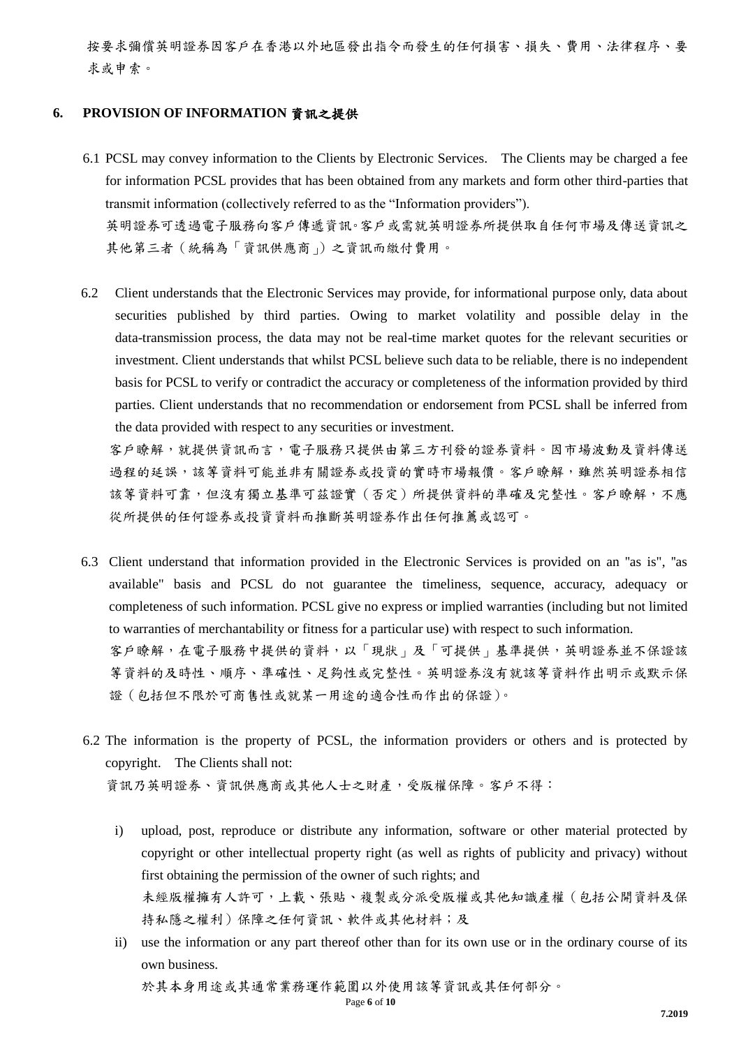按要求彌償英明證券因客戶在香港以外地區發出指令而發生的任何損害、損失、費用、法律程序、要求或申索。

## 6. PROVISION OF INFORMATION 資訊之提供

6.1 PCSL may convey information to the Clients by Electronic Services. The Clients may be charged a fee for information PCSL provides that has been obtained from any markets and form other third-parties that transmit information (collectively referred to as the "Information providers").

英明證券可透過電子服務向客戶傳遞資訊。客戶或需就英明證券所提供取自任何市場及傳送資訊之其他第三者（統稱為「資訊供應商」）之資訊而繳付費用。

6.2 Client understands that the Electronic Services may provide, for informational purpose only, data about securities published by third parties. Owing to market volatility and possible delay in the data-transmission process, the data may not be real-time market quotes for the relevant securities or investment. Client understands that whilst PCSL believe such data to be reliable, there is no independent basis for PCSL to verify or contradict the accuracy or completeness of the information provided by third parties. Client understands that no recommendation or endorsement from PCSL shall be inferred from the data provided with respect to any securities or investment.

客戶瞭解，就提供資訊而言，電子服務只提供由第三方刊發的證券資料。因市場波動及資料傳送過程的延誤，該等資料可能並非有關證券或投資的實時市場報價。客戶瞭解，雖然英明證券相信該等資料可靠，但沒有獨立基準可茲證實（否定）所提供資料的準確及完整性。客戶瞭解，不應從所提供的任何證券或投資資料而推斷英明證券作出任何推薦或認可。

6.3 Client understand that information provided in the Electronic Services is provided on an "as is", "as available" basis and PCSL do not guarantee the timeliness, sequence, accuracy, adequacy or completeness of such information. PCSL give no express or implied warranties (including but not limited to warranties of merchantability or fitness for a particular use) with respect to such information.

客戶瞭解，在電子服務中提供的資料，以「現狀」及「可提供」基準提供，英明證券並不保證該等資料的及時性、順序、準確性、足夠性或完整性。英明證券沒有就該等資料作出明示或默示保證（包括但不限於可商售性或就某一用途的適合性而作出的保證）。

6.2 The information is the property of PCSL, the information providers or others and is protected by copyright. The Clients shall not:

資訊乃英明證券、資訊供應商或其他人士之財產，受版權保障。客戶不得：

i) upload, post, reproduce or distribute any information, software or other material protected by copyright or other intellectual property right (as well as rights of publicity and privacy) without first obtaining the permission of the owner of such rights; and

   未經版權擁有人許可，上載、張貼、複製或分派受版權或其他知識產權（包括公開資料及保持私隱之權利）保障之任何資訊、軟件或其他材料；及

ii) use the information or any part thereof other than for its own use or in the ordinary course of its own business.

   於其本身用途或其通常業務運作範圍以外使用該等資訊或其任何部分。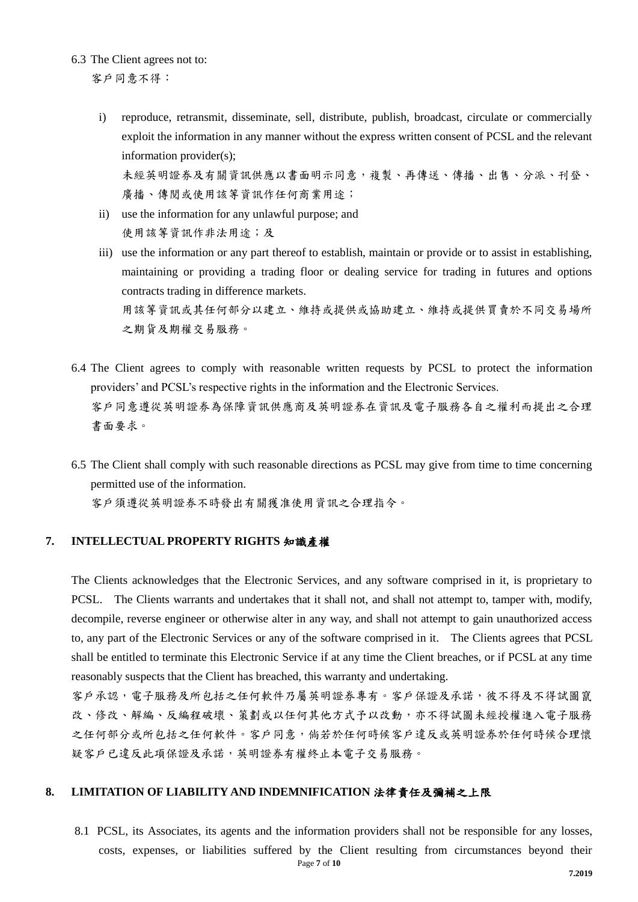6.3 The Client agrees not to:
客戶同意不得：

i) reproduce, retransmit, disseminate, sell, distribute, publish, broadcast, circulate or commercially exploit the information in any manner without the express written consent of PCSL and the relevant information provider(s);
未經英明證券及有關資訊供應以書面明示同意，複製、再傳送、傳播、出售、分派、刊登、廣播、傳閱或使用該等資訊作任何商業用途；

ii) use the information for any unlawful purpose; and
使用該等資訊作非法用途；及

iii) use the information or any part thereof to establish, maintain or provide or to assist in establishing, maintaining or providing a trading floor or dealing service for trading in futures and options contracts trading in difference markets.
用該等資訊或其任何部分以建立、維持或提供或協助建立、維持或提供買賣於不同交易場所之期貨及期權交易服務。

6.4 The Client agrees to comply with reasonable written requests by PCSL to protect the information providers' and PCSL's respective rights in the information and the Electronic Services.
客戶同意遵從英明證券為保障資訊供應商及英明證券在資訊及電子服務各自之權利而提出之合理書面要求。

6.5 The Client shall comply with such reasonable directions as PCSL may give from time to time concerning permitted use of the information.
客戶須遵從英明證券不時發出有關獲准使用資訊之合理指令。

## 7. INTELLECTUAL PROPERTY RIGHTS 知識產權

The Clients acknowledges that the Electronic Services, and any software comprised in it, is proprietary to PCSL. The Clients warrants and undertakes that it shall not, and shall not attempt to, tamper with, modify, decompile, reverse engineer or otherwise alter in any way, and shall not attempt to gain unauthorized access to, any part of the Electronic Services or any of the software comprised in it. The Clients agrees that PCSL shall be entitled to terminate this Electronic Service if at any time the Client breaches, or if PCSL at any time reasonably suspects that the Client has breached, this warranty and undertaking.

客戶承認，電子服務及所包括之任何軟件乃屬英明證券專有。客戶保證及承諾，彼不得及不得試圖竄改、修改、解編、反編程破壞、策劃或以任何其他方式予以改動，亦不得試圖未經授權進入電子服務之任何部分或所包括之任何軟件。客戶同意，倘若於任何時候客戶違反或英明證券於任何時候合理懷疑客戶已違反此項保證及承諾，英明證券有權終止本電子交易服務。

## 8. LIMITATION OF LIABILITY AND INDEMNIFICATION 法律責任及彌補之上限

8.1 PCSL, its Associates, its agents and the information providers shall not be responsible for any losses, costs, expenses, or liabilities suffered by the Client resulting from circumstances beyond their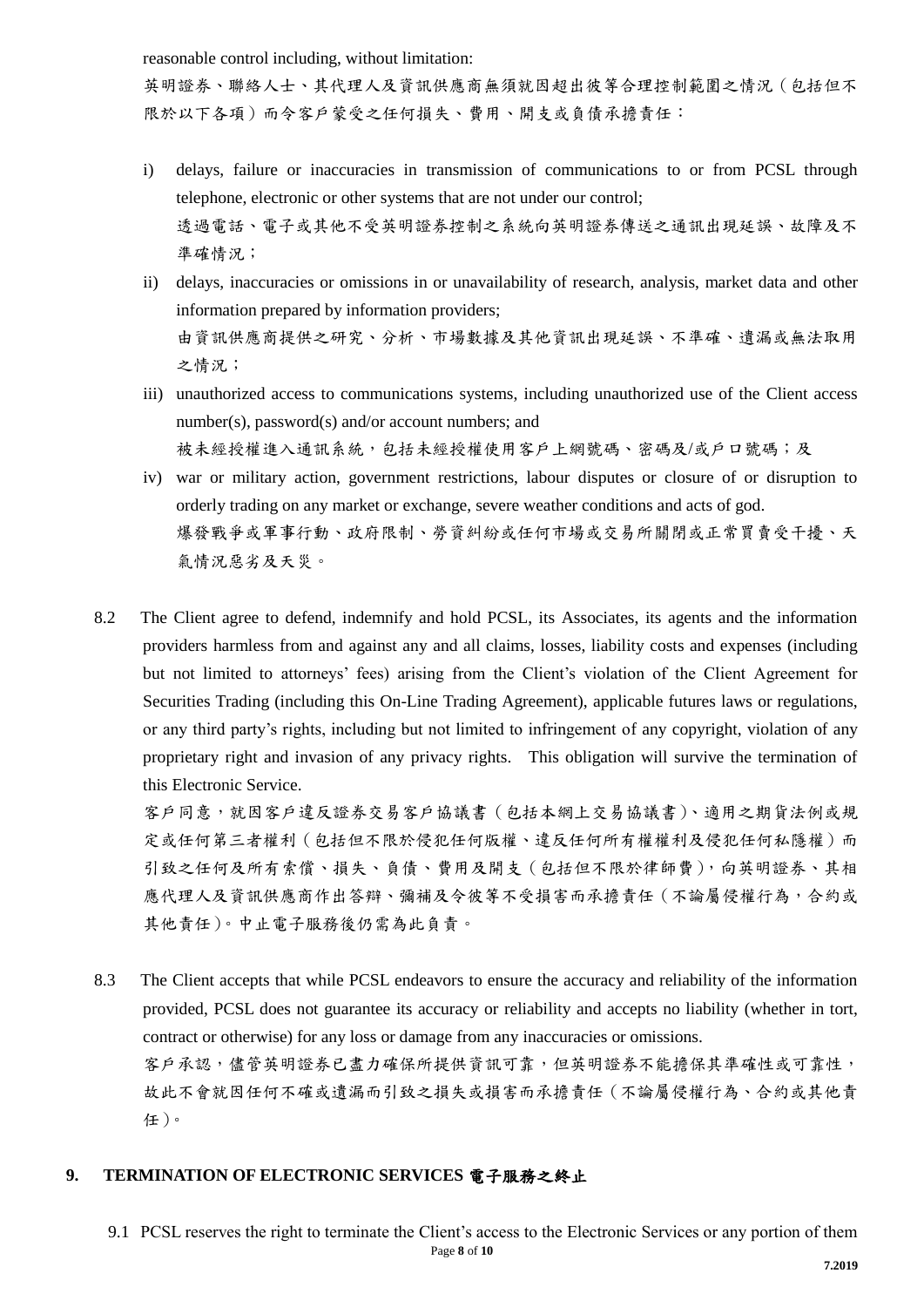reasonable control including, without limitation:

英明證券、聯絡人士、其代理人及資訊供應商無須就因超出彼等合理控制範圍之情況（包括但不限於以下各項）而令客戶蒙受之任何損失、費用、開支或負債承擔責任：

i) delays, failure or inaccuracies in transmission of communications to or from PCSL through telephone, electronic or other systems that are not under our control;
   透過電話、電子或其他不受英明證券控制之系統向英明證券傳送之通訊出現延誤、故障及不準確情況；
ii) delays, inaccuracies or omissions in or unavailability of research, analysis, market data and other information prepared by information providers;
   由資訊供應商提供之研究、分析、市場數據及其他資訊出現延誤、不準確、遺漏或無法取用之情況；
iii) unauthorized access to communications systems, including unauthorized use of the Client access number(s), password(s) and/or account numbers; and
   被未經授權進入通訊系統，包括未經授權使用客戶上網號碼、密碼及/或戶口號碼；及
iv) war or military action, government restrictions, labour disputes or closure of or disruption to orderly trading on any market or exchange, severe weather conditions and acts of god.
   爆發戰爭或軍事行動、政府限制、勞資糾紛或任何市場或交易所關閉或正常買賣受干擾、天氣情況惡劣及天災。

8.2 The Client agree to defend, indemnify and hold PCSL, its Associates, its agents and the information providers harmless from and against any and all claims, losses, liability costs and expenses (including but not limited to attorneys' fees) arising from the Client's violation of the Client Agreement for Securities Trading (including this On-Line Trading Agreement), applicable futures laws or regulations, or any third party's rights, including but not limited to infringement of any copyright, violation of any proprietary right and invasion of any privacy rights. This obligation will survive the termination of this Electronic Service.

客戶同意，就因客戶違反證券交易客戶協議書（包括本網上交易協議書）、適用之期貨法例或規定或任何第三者權利（包括但不限於侵犯任何版權、違反任何所有權權利及侵犯任何私隱權）而引致之任何及所有索償、損失、負債、費用及開支（包括但不限於律師費），向英明證券、其相應代理人及資訊供應商作出答辯、彌補及令彼等不受損害而承擔責任（不論屬侵權行為，合約或其他責任）。中止電子服務後仍需為此負責。

8.3 The Client accepts that while PCSL endeavors to ensure the accuracy and reliability of the information provided, PCSL does not guarantee its accuracy or reliability and accepts no liability (whether in tort, contract or otherwise) for any loss or damage from any inaccuracies or omissions.

客戶承認，儘管英明證券已盡力確保所提供資訊可靠，但英明證券不能擔保其準確性或可靠性，故此不會就因任何不確或遺漏而引致之損失或損害而承擔責任（不論屬侵權行為、合約或其他責任）。

## 9. TERMINATION OF ELECTRONIC SERVICES 電子服務之終止

9.1 PCSL reserves the right to terminate the Client's access to the Electronic Services or any portion of them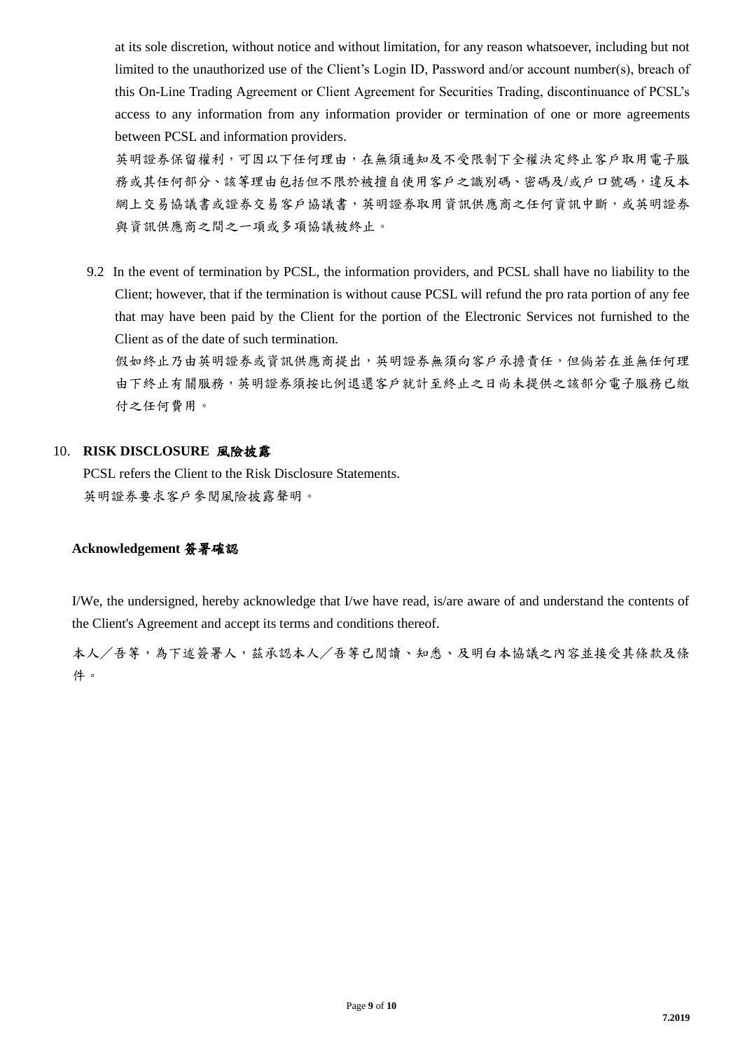at its sole discretion, without notice and without limitation, for any reason whatsoever, including but not limited to the unauthorized use of the Client's Login ID, Password and/or account number(s), breach of this On-Line Trading Agreement or Client Agreement for Securities Trading, discontinuance of PCSL's access to any information from any information provider or termination of one or more agreements between PCSL and information providers.

英明證券保留權利，可因以下任何理由，在無須通知及不受限制下全權決定終止客戶取用電子服務或其任何部分、該等理由包括但不限於被擅自使用客戶之識別碼、密碼及/或戶口號碼，違反本網上交易協議書或證券交易客戶協議書，英明證券取用資訊供應商之任何資訊中斷，或英明證券與資訊供應商之間之一項或多項協議被終止。

9.2 In the event of termination by PCSL, the information providers, and PCSL shall have no liability to the Client; however, that if the termination is without cause PCSL will refund the pro rata portion of any fee that may have been paid by the Client for the portion of the Electronic Services not furnished to the Client as of the date of such termination.

假如終止乃由英明證券或資訊供應商提出，英明證券無須向客戶承擔責任，但倘若在並無任何理由下終止有關服務，英明證券須按比例退還客戶就計至終止之日尚未提供之該部分電子服務已繳付之任何費用。

## 10. RISK DISCLOSURE 風險披露

PCSL refers the Client to the Risk Disclosure Statements.

英明證券要求客戶參閱風險披露聲明。

## Acknowledgement 簽署確認

I/We, the undersigned, hereby acknowledge that I/we have read, is/are aware of and understand the contents of the Client's Agreement and accept its terms and conditions thereof.

本人／吾等，為下述簽署人，茲承認本人／吾等已閱讀、知悉、及明白本協議之內容並接受其條款及條件。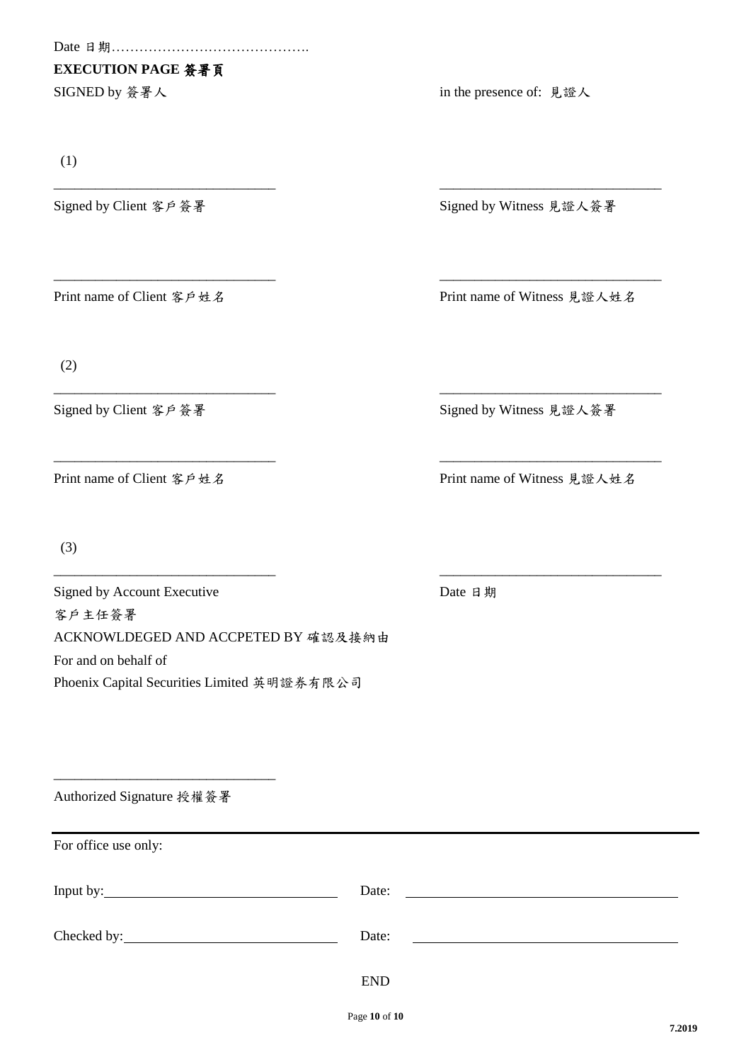Date 日期…………………………………….

**EXECUTION PAGE 簽署頁**

SIGNED by 簽署人 in the presence of: 見證人

(1)

| | |
|---|---|
| _______________________________ | _______________________________ |
| Signed by Client 客戶簽署 | Signed by Witness 見證人簽署 |
| _______________________________ | _______________________________ |
| Print name of Client 客戶姓名 | Print name of Witness 見證人姓名 |

(2)

| | |
|---|---|
| _______________________________ | _______________________________ |
| Signed by Client 客戶簽署 | Signed by Witness 見證人簽署 |
| _______________________________ | _______________________________ |
| Print name of Client 客戶姓名 | Print name of Witness 見證人姓名 |

(3)

| | |
|---|---|
| _______________________________ | _______________________________ |
| Signed by Account Executive<br>客戶主任簽署 | Date 日期 |

ACKNOWLDEGED AND ACCPETED BY 確認及接納由

For and on behalf of

Phoenix Capital Securities Limited 英明證券有限公司

_______________________________

Authorized Signature 授權簽署

---

For office use only:

Input by: _______________________________ Date: _______________________________

Checked by: _______________________________ Date: _______________________________

END

7.2019